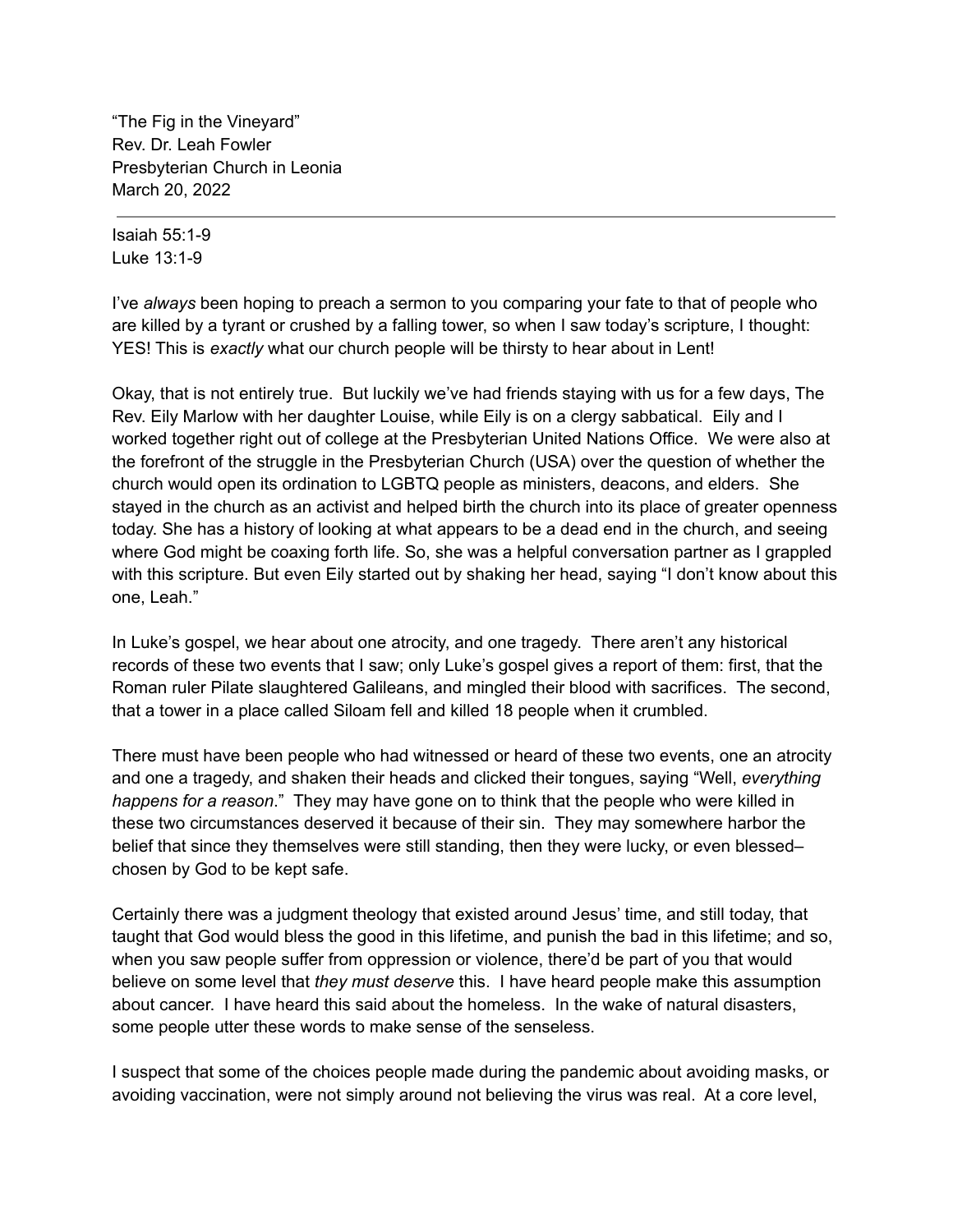"The Fig in the Vineyard"
Rev. Dr. Leah Fowler
Presbyterian Church in Leonia
March 20, 2022

---

Isaiah 55:1-9
Luke 13:1-9

I've *always* been hoping to preach a sermon to you comparing your fate to that of people who are killed by a tyrant or crushed by a falling tower, so when I saw today's scripture, I thought: YES! This is *exactly* what our church people will be thirsty to hear about in Lent!

Okay, that is not entirely true. But luckily we've had friends staying with us for a few days, The Rev. Eily Marlow with her daughter Louise, while Eily is on a clergy sabbatical. Eily and I worked together right out of college at the Presbyterian United Nations Office. We were also at the forefront of the struggle in the Presbyterian Church (USA) over the question of whether the church would open its ordination to LGBTQ people as ministers, deacons, and elders. She stayed in the church as an activist and helped birth the church into its place of greater openness today. She has a history of looking at what appears to be a dead end in the church, and seeing where God might be coaxing forth life. So, she was a helpful conversation partner as I grappled with this scripture. But even Eily started out by shaking her head, saying "I don't know about this one, Leah."

In Luke's gospel, we hear about one atrocity, and one tragedy. There aren't any historical records of these two events that I saw; only Luke's gospel gives a report of them: first, that the Roman ruler Pilate slaughtered Galileans, and mingled their blood with sacrifices. The second, that a tower in a place called Siloam fell and killed 18 people when it crumbled.

There must have been people who had witnessed or heard of these two events, one an atrocity and one a tragedy, and shaken their heads and clicked their tongues, saying "Well, *everything happens for a reason*." They may have gone on to think that the people who were killed in these two circumstances deserved it because of their sin. They may somewhere harbor the belief that since they themselves were still standing, then they were lucky, or even blessed– chosen by God to be kept safe.

Certainly there was a judgment theology that existed around Jesus' time, and still today, that taught that God would bless the good in this lifetime, and punish the bad in this lifetime; and so, when you saw people suffer from oppression or violence, there'd be part of you that would believe on some level that *they must deserve* this. I have heard people make this assumption about cancer. I have heard this said about the homeless. In the wake of natural disasters, some people utter these words to make sense of the senseless.

I suspect that some of the choices people made during the pandemic about avoiding masks, or avoiding vaccination, were not simply around not believing the virus was real. At a core level,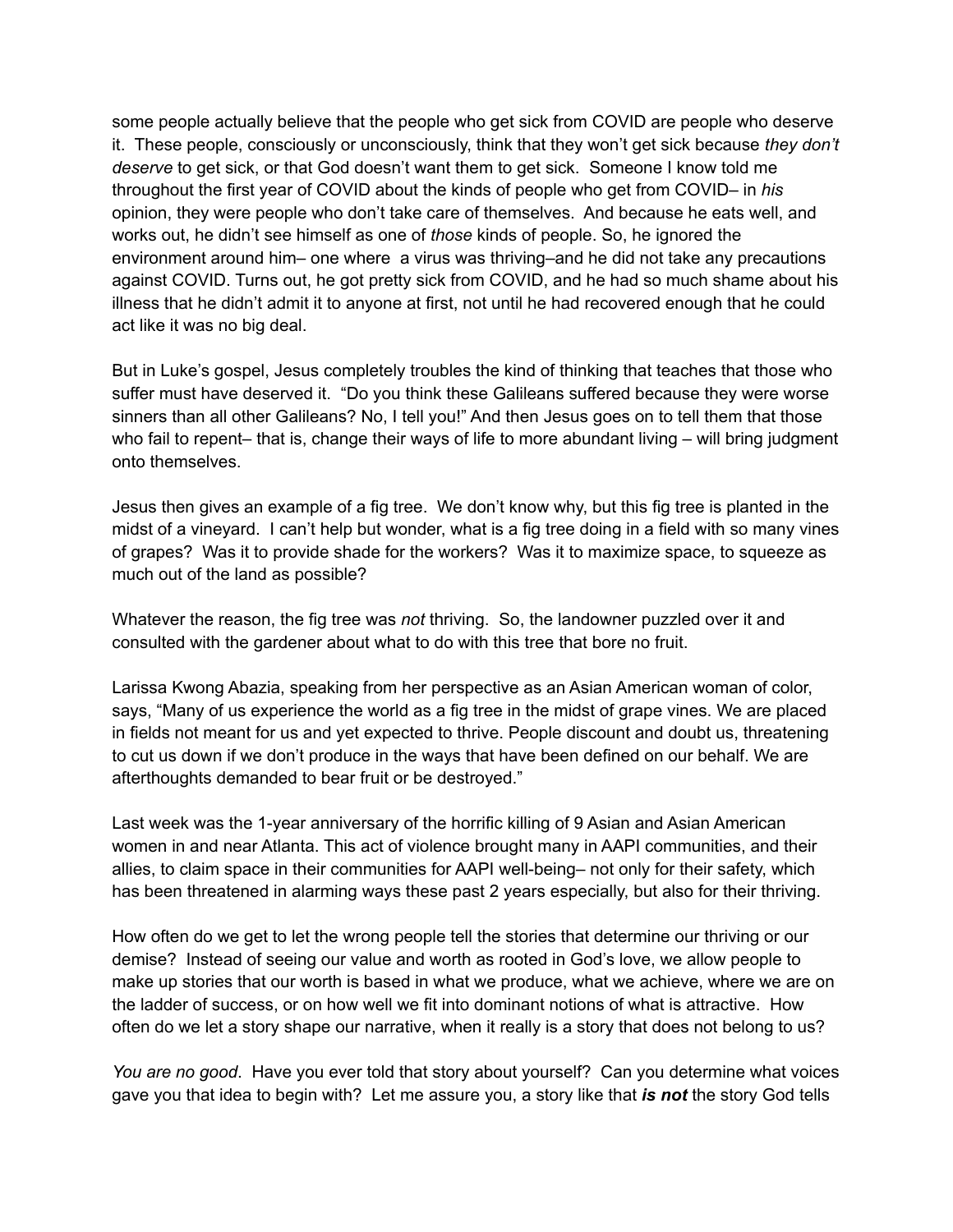some people actually believe that the people who get sick from COVID are people who deserve it. These people, consciously or unconsciously, think that they won't get sick because *they don't deserve* to get sick, or that God doesn't want them to get sick. Someone I know told me throughout the first year of COVID about the kinds of people who get from COVID– in *his* opinion, they were people who don't take care of themselves. And because he eats well, and works out, he didn't see himself as one of *those* kinds of people. So, he ignored the environment around him– one where a virus was thriving–and he did not take any precautions against COVID. Turns out, he got pretty sick from COVID, and he had so much shame about his illness that he didn't admit it to anyone at first, not until he had recovered enough that he could act like it was no big deal.

But in Luke's gospel, Jesus completely troubles the kind of thinking that teaches that those who suffer must have deserved it. "Do you think these Galileans suffered because they were worse sinners than all other Galileans? No, I tell you!" And then Jesus goes on to tell them that those who fail to repent– that is, change their ways of life to more abundant living – will bring judgment onto themselves.

Jesus then gives an example of a fig tree. We don't know why, but this fig tree is planted in the midst of a vineyard. I can't help but wonder, what is a fig tree doing in a field with so many vines of grapes? Was it to provide shade for the workers? Was it to maximize space, to squeeze as much out of the land as possible?

Whatever the reason, the fig tree was *not* thriving. So, the landowner puzzled over it and consulted with the gardener about what to do with this tree that bore no fruit.

Larissa Kwong Abazia, speaking from her perspective as an Asian American woman of color, says, "Many of us experience the world as a fig tree in the midst of grape vines. We are placed in fields not meant for us and yet expected to thrive. People discount and doubt us, threatening to cut us down if we don't produce in the ways that have been defined on our behalf. We are afterthoughts demanded to bear fruit or be destroyed."

Last week was the 1-year anniversary of the horrific killing of 9 Asian and Asian American women in and near Atlanta. This act of violence brought many in AAPI communities, and their allies, to claim space in their communities for AAPI well-being– not only for their safety, which has been threatened in alarming ways these past 2 years especially, but also for their thriving.

How often do we get to let the wrong people tell the stories that determine our thriving or our demise? Instead of seeing our value and worth as rooted in God's love, we allow people to make up stories that our worth is based in what we produce, what we achieve, where we are on the ladder of success, or on how well we fit into dominant notions of what is attractive. How often do we let a story shape our narrative, when it really is a story that does not belong to us?

*You are no good*. Have you ever told that story about yourself? Can you determine what voices gave you that idea to begin with? Let me assure you, a story like that ***is not*** the story God tells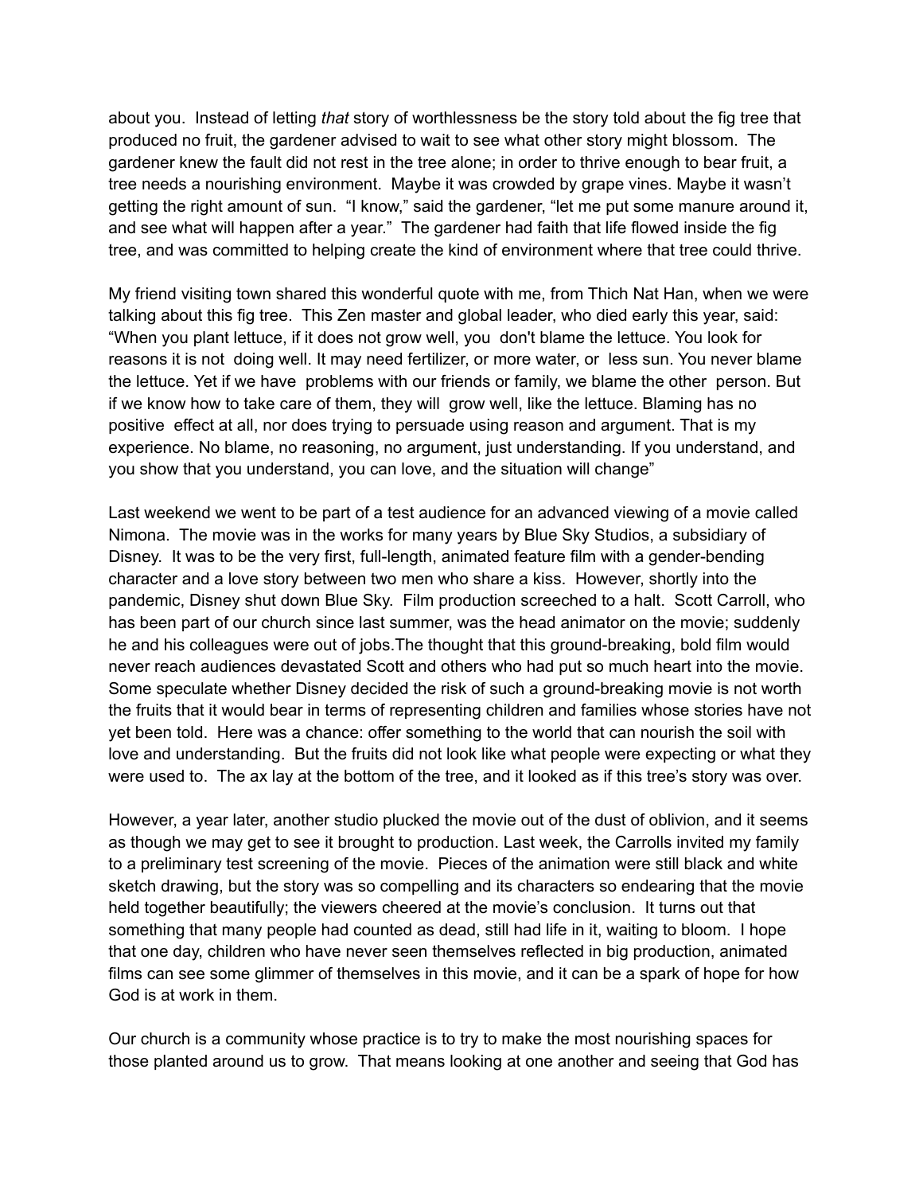about you. Instead of letting *that* story of worthlessness be the story told about the fig tree that produced no fruit, the gardener advised to wait to see what other story might blossom. The gardener knew the fault did not rest in the tree alone; in order to thrive enough to bear fruit, a tree needs a nourishing environment. Maybe it was crowded by grape vines. Maybe it wasn't getting the right amount of sun. "I know," said the gardener, "let me put some manure around it, and see what will happen after a year." The gardener had faith that life flowed inside the fig tree, and was committed to helping create the kind of environment where that tree could thrive.

My friend visiting town shared this wonderful quote with me, from Thich Nat Han, when we were talking about this fig tree. This Zen master and global leader, who died early this year, said: "When you plant lettuce, if it does not grow well, you don't blame the lettuce. You look for reasons it is not doing well. It may need fertilizer, or more water, or less sun. You never blame the lettuce. Yet if we have problems with our friends or family, we blame the other person. But if we know how to take care of them, they will grow well, like the lettuce. Blaming has no positive effect at all, nor does trying to persuade using reason and argument. That is my experience. No blame, no reasoning, no argument, just understanding. If you understand, and you show that you understand, you can love, and the situation will change"

Last weekend we went to be part of a test audience for an advanced viewing of a movie called Nimona. The movie was in the works for many years by Blue Sky Studios, a subsidiary of Disney. It was to be the very first, full-length, animated feature film with a gender-bending character and a love story between two men who share a kiss. However, shortly into the pandemic, Disney shut down Blue Sky. Film production screeched to a halt. Scott Carroll, who has been part of our church since last summer, was the head animator on the movie; suddenly he and his colleagues were out of jobs.The thought that this ground-breaking, bold film would never reach audiences devastated Scott and others who had put so much heart into the movie. Some speculate whether Disney decided the risk of such a ground-breaking movie is not worth the fruits that it would bear in terms of representing children and families whose stories have not yet been told. Here was a chance: offer something to the world that can nourish the soil with love and understanding. But the fruits did not look like what people were expecting or what they were used to. The ax lay at the bottom of the tree, and it looked as if this tree's story was over.

However, a year later, another studio plucked the movie out of the dust of oblivion, and it seems as though we may get to see it brought to production. Last week, the Carrolls invited my family to a preliminary test screening of the movie. Pieces of the animation were still black and white sketch drawing, but the story was so compelling and its characters so endearing that the movie held together beautifully; the viewers cheered at the movie's conclusion. It turns out that something that many people had counted as dead, still had life in it, waiting to bloom. I hope that one day, children who have never seen themselves reflected in big production, animated films can see some glimmer of themselves in this movie, and it can be a spark of hope for how God is at work in them.

Our church is a community whose practice is to try to make the most nourishing spaces for those planted around us to grow. That means looking at one another and seeing that God has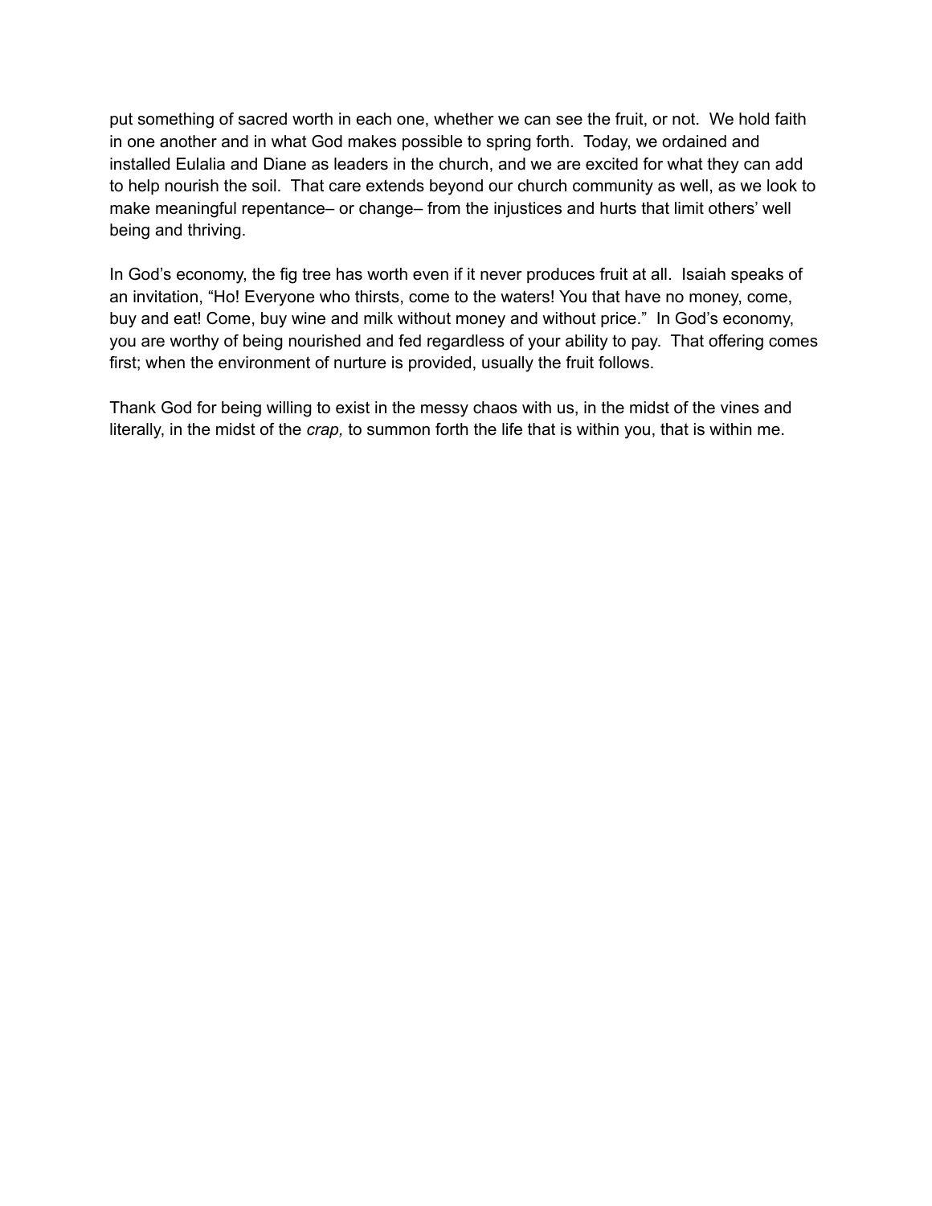put something of sacred worth in each one, whether we can see the fruit, or not. We hold faith in one another and in what God makes possible to spring forth. Today, we ordained and installed Eulalia and Diane as leaders in the church, and we are excited for what they can add to help nourish the soil. That care extends beyond our church community as well, as we look to make meaningful repentance– or change– from the injustices and hurts that limit others' well being and thriving.

In God's economy, the fig tree has worth even if it never produces fruit at all. Isaiah speaks of an invitation, "Ho! Everyone who thirsts, come to the waters! You that have no money, come, buy and eat! Come, buy wine and milk without money and without price." In God's economy, you are worthy of being nourished and fed regardless of your ability to pay. That offering comes first; when the environment of nurture is provided, usually the fruit follows.

Thank God for being willing to exist in the messy chaos with us, in the midst of the vines and literally, in the midst of the *crap,* to summon forth the life that is within you, that is within me.